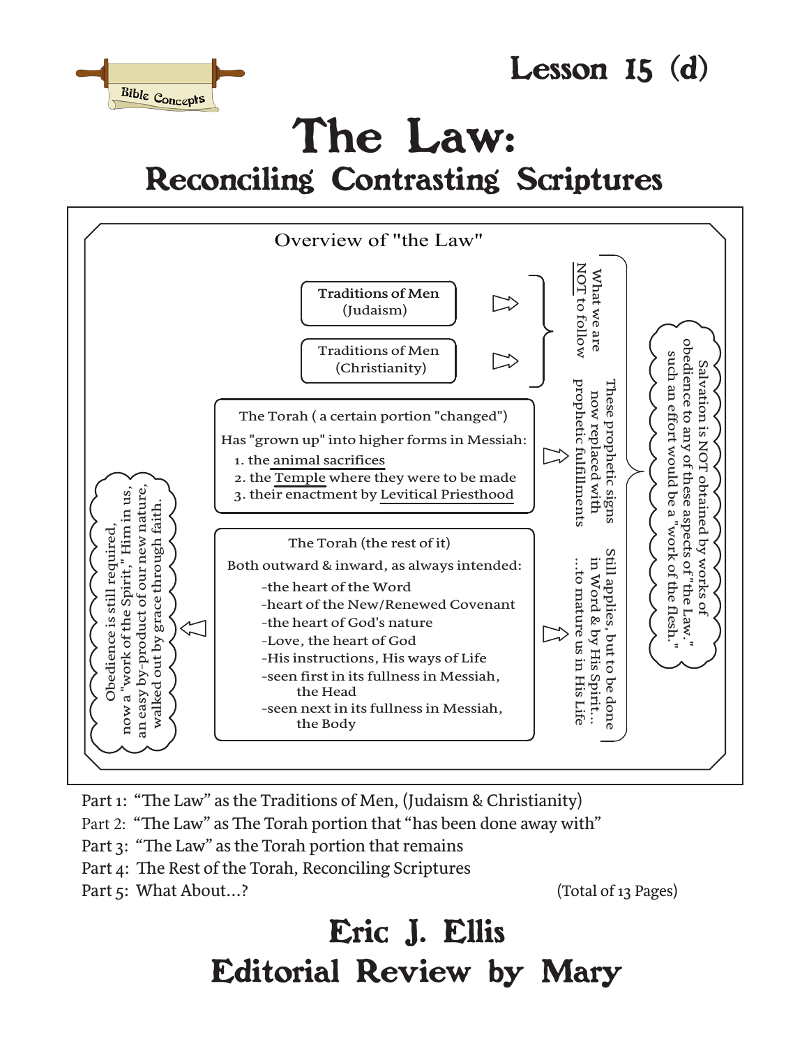Bible Concepts

Lesson 15 (d)

# The Law:
## Reconciling Contrasting Scriptures

### Overview of "the Law"

**Traditions of Men** (Judaism)

Traditions of Men (Christianity)

→ What we are NOT to follow

The Torah ( a certain portion "changed")

Has "grown up" into higher forms in Messiah:

1. the animal sacrifices
2. the Temple where they were to be made
3. their enactment by Levitical Priesthood

→ These prophetic signs now replaced with prophetic fulfillments

The Torah (the rest of it)

Both outward & inward, as always intended:

- -the heart of the Word
- -heart of the New/Renewed Covenant
- -the heart of God's nature
- -Love, the heart of God
- -His instructions, His ways of Life
- -seen first in its fullness in Messiah, the Head
- -seen next in its fullness in Messiah, the Body

→ Still applies, but to be done in Word & by His Spirit... ...to mature us in His Life

Salvation is NOT obtained by works of obedience to any of these aspects of "the Law," such an effort would be a "work of the flesh."

Obedience is still required, now a "work of the Spirit," Him in us, an easy by-product of our new nature, walked out by grace through faith.

Part 1: "The Law" as the Traditions of Men, (Judaism & Christianity)
Part 2: "The Law" as The Torah portion that "has been done away with"
Part 3: "The Law" as the Torah portion that remains
Part 4: The Rest of the Torah, Reconciling Scriptures
Part 5: What About...?

(Total of 13 Pages)

**Eric J. Ellis**
**Editorial Review by Mary**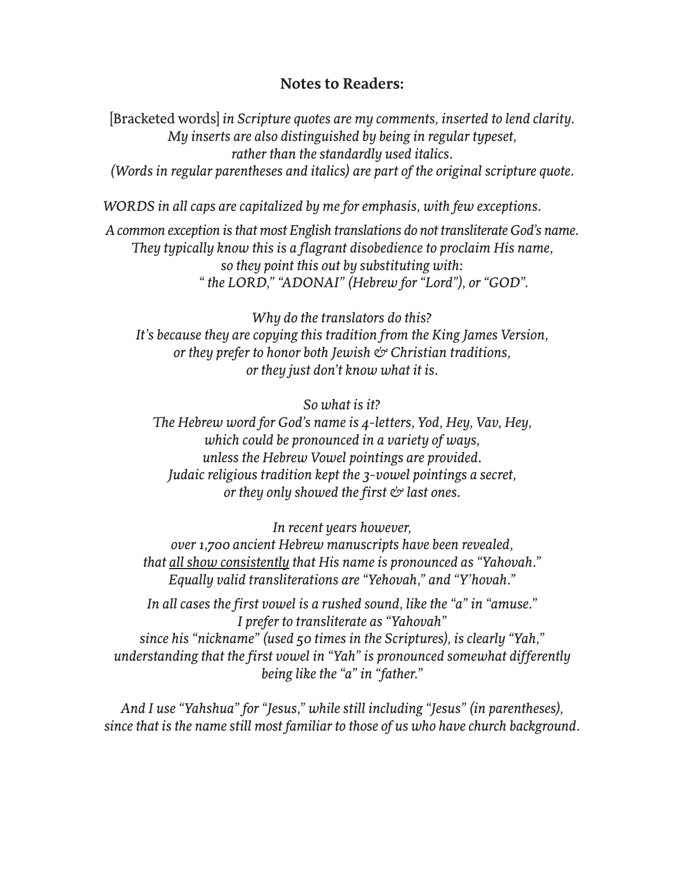## Notes to Readers:

[Bracketed words] *in Scripture quotes are my comments, inserted to lend clarity.*
*My inserts are also distinguished by being in regular typeset,*
*rather than the standardly used italics.*
*(Words in regular parentheses and italics) are part of the original scripture quote.*

*WORDS in all caps are capitalized by me for emphasis, with few exceptions.*

*A common exception is that most English translations do not transliterate God's name.*
*They typically know this is a flagrant disobedience to proclaim His name,*
*so they point this out by substituting with:*
*" the LORD," "ADONAI" (Hebrew for "Lord"), or "GOD".*

*Why do the translators do this?*
*It's because they are copying this tradition from the King James Version,*
*or they prefer to honor both Jewish & Christian traditions,*
*or they just don't know what it is.*

*So what is it?*
*The Hebrew word for God's name is 4-letters, Yod, Hey, Vav, Hey,*
*which could be pronounced in a variety of ways,*
*unless the Hebrew Vowel pointings are provided.*
*Judaic religious tradition kept the 3-vowel pointings a secret,*
*or they only showed the first & last ones.*

*In recent years however,*
*over 1,700 ancient Hebrew manuscripts have been revealed,*
*that <u>all show consistently</u> that His name is pronounced as "Yahovah."*
*Equally valid transliterations are "Yehovah," and "Y'hovah."*

*In all cases the first vowel is a rushed sound, like the "a" in "amuse."*
*I prefer to transliterate as "Yahovah"*
*since his "nickname" (used 50 times in the Scriptures), is clearly "Yah,"*
*understanding that the first vowel in "Yah" is pronounced somewhat differently*
*being like the "a" in "father."*

*And I use "Yahshua" for "Jesus," while still including "Jesus" (in parentheses),*
*since that is the name still most familiar to those of us who have church background.*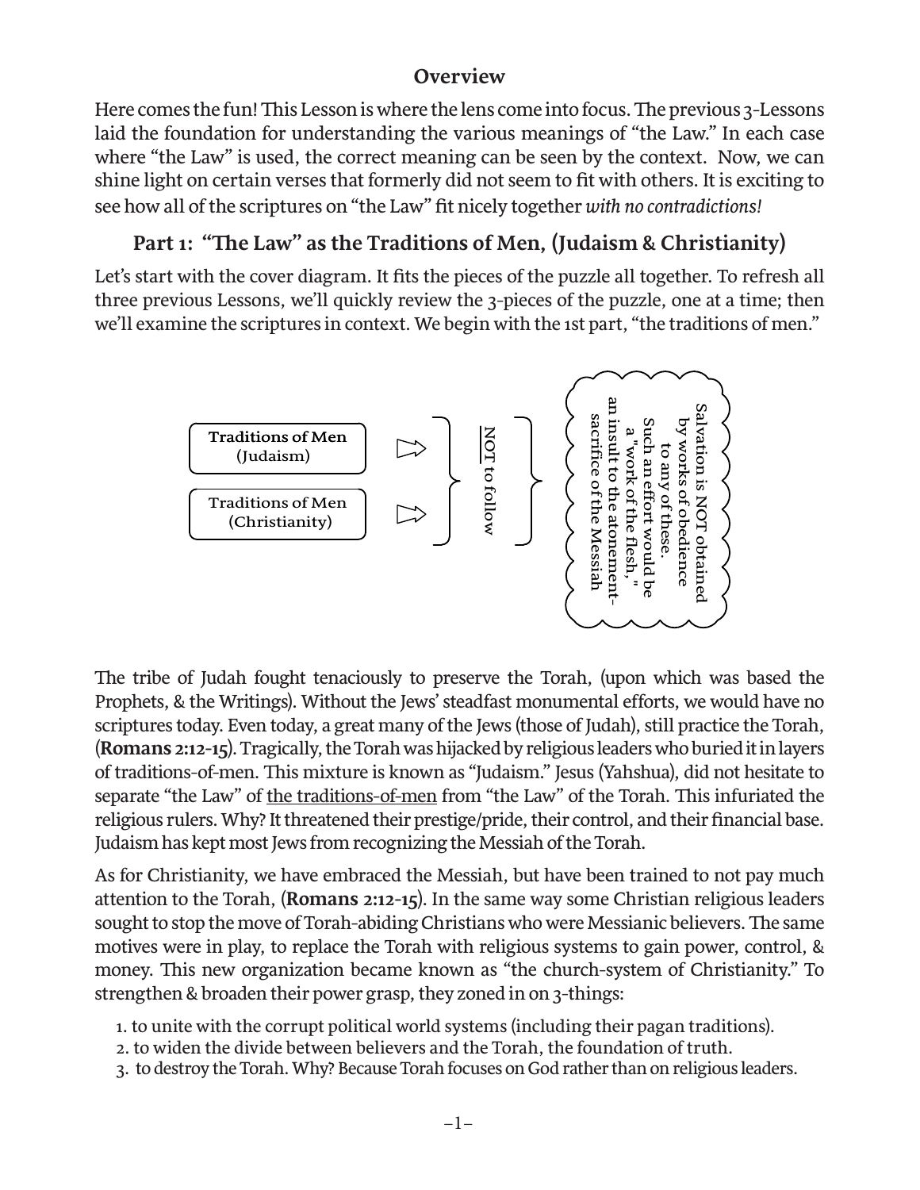## Overview

Here comes the fun! This Lesson is where the lens come into focus. The previous 3-Lessons laid the foundation for understanding the various meanings of "the Law." In each case where "the Law" is used, the correct meaning can be seen by the context. Now, we can shine light on certain verses that formerly did not seem to fit with others. It is exciting to see how all of the scriptures on "the Law" fit nicely together *with no contradictions!*

### Part 1: "The Law" as the Traditions of Men, (Judaism & Christianity)

Let's start with the cover diagram. It fits the pieces of the puzzle all together. To refresh all three previous Lessons, we'll quickly review the 3-pieces of the puzzle, one at a time; then we'll examine the scriptures in context. We begin with the 1st part, "the traditions of men."

Traditions of Men (Judaism)

Traditions of Men (Christianity)

NOT to follow

Salvation is NOT obtained by works of obedience to any of these. Such an effort would be a "work of the flesh," an insult to the atonement-sacrifice of the Messiah

The tribe of Judah fought tenaciously to preserve the Torah, (upon which was based the Prophets, & the Writings). Without the Jews' steadfast monumental efforts, we would have no scriptures today. Even today, a great many of the Jews (those of Judah), still practice the Torah, (**Romans 2:12-15**). Tragically, the Torah was hijacked by religious leaders who buried it in layers of traditions-of-men. This mixture is known as "Judaism." Jesus (Yahshua), did not hesitate to separate "the Law" of the traditions-of-men from "the Law" of the Torah. This infuriated the religious rulers. Why? It threatened their prestige/pride, their control, and their financial base. Judaism has kept most Jews from recognizing the Messiah of the Torah.

As for Christianity, we have embraced the Messiah, but have been trained to not pay much attention to the Torah, (**Romans 2:12-15**). In the same way some Christian religious leaders sought to stop the move of Torah-abiding Christians who were Messianic believers. The same motives were in play, to replace the Torah with religious systems to gain power, control, & money. This new organization became known as "the church-system of Christianity." To strengthen & broaden their power grasp, they zoned in on 3-things:

1. to unite with the corrupt political world systems (including their pagan traditions).
2. to widen the divide between believers and the Torah, the foundation of truth.
3. to destroy the Torah. Why? Because Torah focuses on God rather than on religious leaders.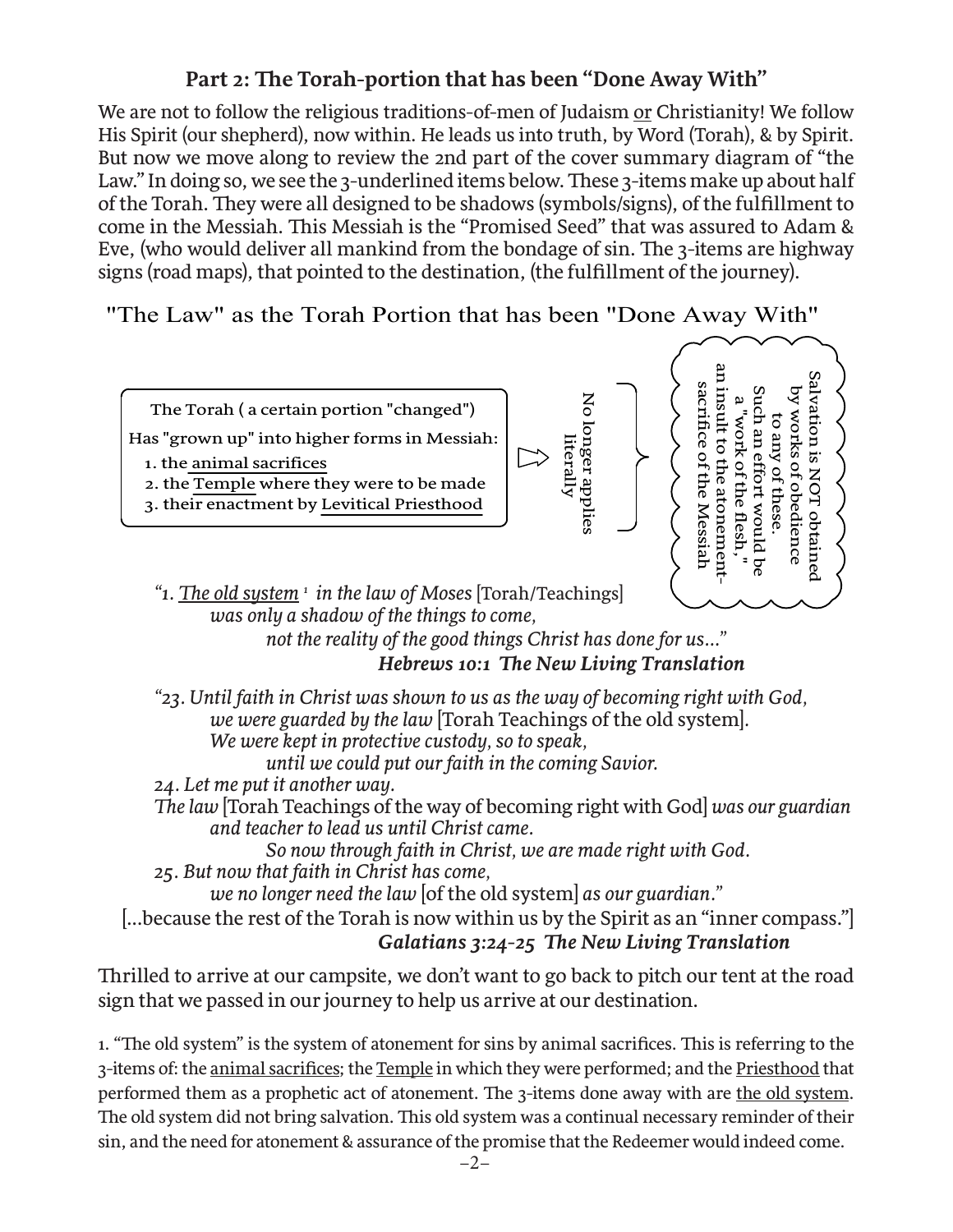## Part 2: The Torah-portion that has been "Done Away With"

We are not to follow the religious traditions-of-men of Judaism <u>or</u> Christianity! We follow His Spirit (our shepherd), now within. He leads us into truth, by Word (Torah), & by Spirit. But now we move along to review the 2nd part of the cover summary diagram of "the Law." In doing so, we see the 3-underlined items below. These 3-items make up about half of the Torah. They were all designed to be shadows (symbols/signs), of the fulfillment to come in the Messiah. This Messiah is the "Promised Seed" that was assured to Adam & Eve, (who would deliver all mankind from the bondage of sin. The 3-items are highway signs (road maps), that pointed to the destination, (the fulfillment of the journey).

### "The Law" as the Torah Portion that has been "Done Away With"

The Torah ( a certain portion "changed")

Has "grown up" into higher forms in Messiah:

1. the <u>animal sacrifices</u>
2. the <u>Temple</u> where they were to be made
3. their enactment by <u>Levitical Priesthood</u>

⇨ No longer applies literally

Salvation is NOT obtained by works of obedience to any of these. Such an effort would be a "work of the flesh," an insult to the atonement-sacrifice of the Messiah

*"1. <u>The old system</u>* [1] *in the law of Moses* [Torah/Teachings] *was only a shadow of the things to come, not the reality of the good things Christ has done for us..."*
***Hebrews 10:1 The New Living Translation***

*"23. Until faith in Christ was shown to us as the way of becoming right with God, we were guarded by the law* [Torah Teachings of the old system]. *We were kept in protective custody, so to speak, until we could put our faith in the coming Savior.*
*24. Let me put it another way.*
*The law* [Torah Teachings of the way of becoming right with God] *was our guardian and teacher to lead us until Christ came.*
*So now through faith in Christ, we are made right with God.*
*25. But now that faith in Christ has come, we no longer need the law* [of the old system] *as our guardian."*
[...because the rest of the Torah is now within us by the Spirit as an "inner compass."]
***Galatians 3:24-25 The New Living Translation***

Thrilled to arrive at our campsite, we don't want to go back to pitch our tent at the road sign that we passed in our journey to help us arrive at our destination.

1. "The old system" is the system of atonement for sins by animal sacrifices. This is referring to the 3-items of: the <u>animal sacrifices</u>; the <u>Temple</u> in which they were performed; and the <u>Priesthood</u> that performed them as a prophetic act of atonement. The 3-items done away with are <u>the old system</u>. The old system did not bring salvation. This old system was a continual necessary reminder of their sin, and the need for atonement & assurance of the promise that the Redeemer would indeed come.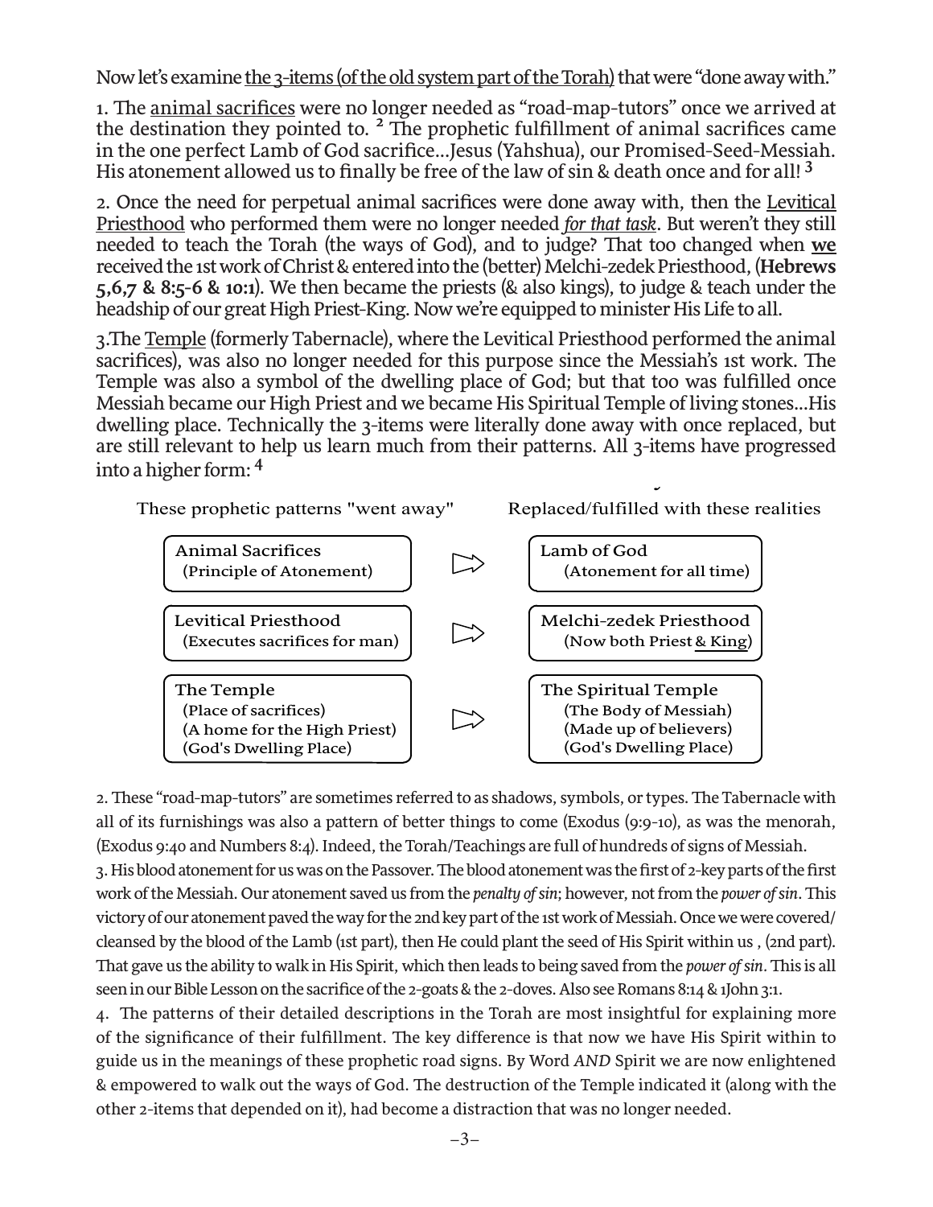Now let's examine <u>the 3-items (of the old system part of the Torah)</u> that were "done away with."

1. The <u>animal sacrifices</u> were no longer needed as "road-map-tutors" once we arrived at the destination they pointed to. [2] The prophetic fulfillment of animal sacrifices came in the one perfect Lamb of God sacrifice...Jesus (Yahshua), our Promised-Seed-Messiah. His atonement allowed us to finally be free of the law of sin & death once and for all! [3]

2. Once the need for perpetual animal sacrifices were done away with, then the <u>Levitical Priesthood</u> who performed them were no longer needed <u>*for that task*</u>. But weren't they still needed to teach the Torah (the ways of God), and to judge? That too changed when <u>**we**</u> received the 1st work of Christ & entered into the (better) Melchi-zedek Priesthood, (**Hebrews 5,6,7 & 8:5-6 & 10:1**). We then became the priests (& also kings), to judge & teach under the headship of our great High Priest-King. Now we're equipped to minister His Life to all.

3.The <u>Temple</u> (formerly Tabernacle), where the Levitical Priesthood performed the animal sacrifices), was also no longer needed for this purpose since the Messiah's 1st work. The Temple was also a symbol of the dwelling place of God; but that too was fulfilled once Messiah became our High Priest and we became His Spiritual Temple of living stones...His dwelling place. Technically the 3-items were literally done away with once replaced, but are still relevant to help us learn much from their patterns. All 3-items have progressed into a higher form: [4]

| These prophetic patterns "went away" | | Replaced/fulfilled with these realities |
|---|---|---|
| Animal Sacrifices (Principle of Atonement) | ⇨ | Lamb of God (Atonement for all time) |
| Levitical Priesthood (Executes sacrifices for man) | ⇨ | Melchi-zedek Priesthood (Now both Priest <u>& King</u>) |
| The Temple (Place of sacrifices) (A home for the High Priest) (God's Dwelling Place) | ⇨ | The Spiritual Temple (The Body of Messiah) (Made up of believers) (God's Dwelling Place) |

2. These "road-map-tutors" are sometimes referred to as shadows, symbols, or types. The Tabernacle with all of its furnishings was also a pattern of better things to come (Exodus (9:9-10), as was the menorah, (Exodus 9:40 and Numbers 8:4). Indeed, the Torah/Teachings are full of hundreds of signs of Messiah.

3. His blood atonement for us was on the Passover. The blood atonement was the first of 2-key parts of the first work of the Messiah. Our atonement saved us from the *penalty of sin*; however, not from the *power of sin*. This victory of our atonement paved the way for the 2nd key part of the 1st work of Messiah. Once we were covered/ cleansed by the blood of the Lamb (1st part), then He could plant the seed of His Spirit within us , (2nd part). That gave us the ability to walk in His Spirit, which then leads to being saved from the *power of sin*. This is all seen in our Bible Lesson on the sacrifice of the 2-goats & the 2-doves. Also see Romans 8:14 & 1John 3:1.

4. The patterns of their detailed descriptions in the Torah are most insightful for explaining more of the significance of their fulfillment. The key difference is that now we have His Spirit within to guide us in the meanings of these prophetic road signs. By Word *AND* Spirit we are now enlightened & empowered to walk out the ways of God. The destruction of the Temple indicated it (along with the other 2-items that depended on it), had become a distraction that was no longer needed.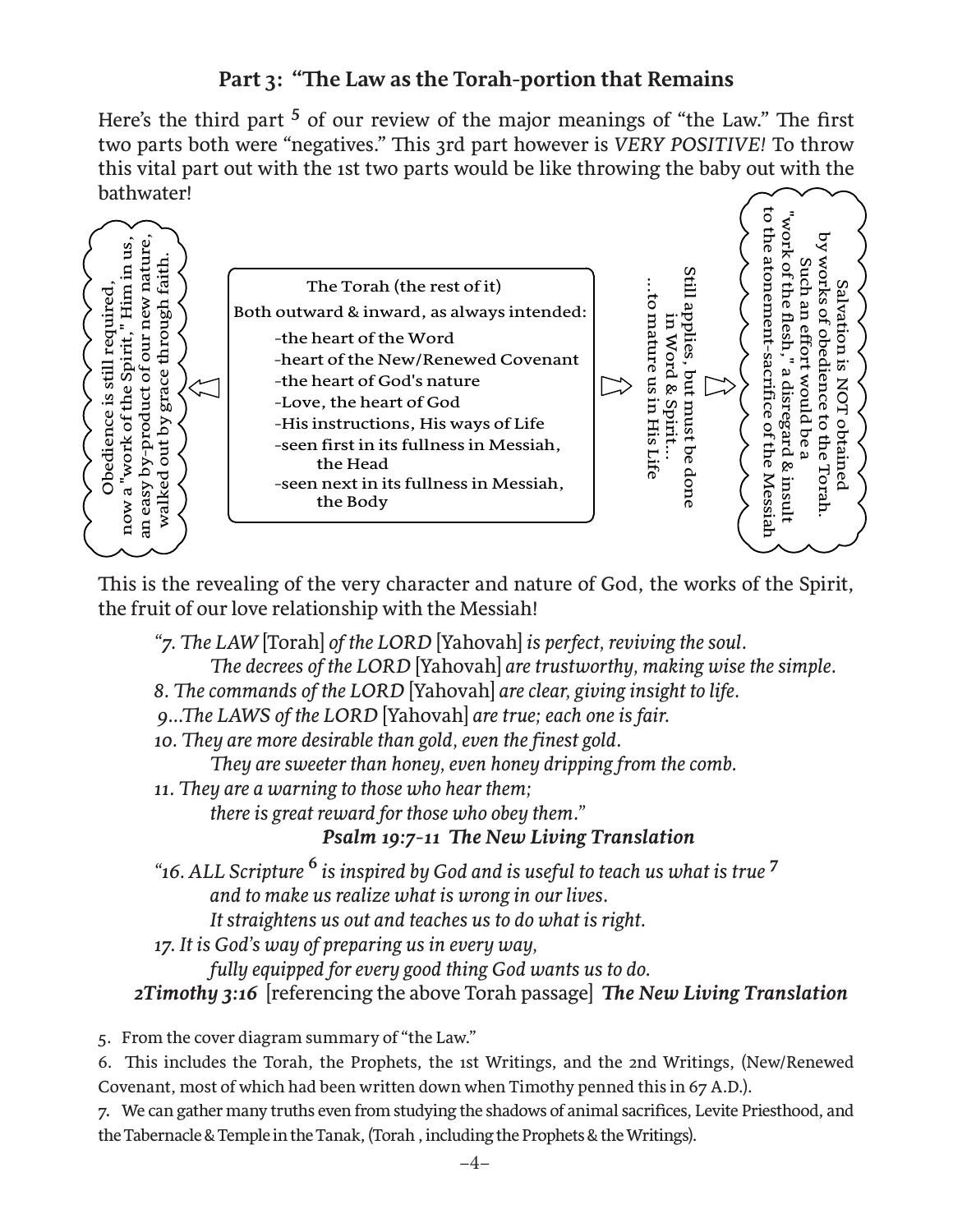## Part 3: "The Law as the Torah-portion that Remains

Here's the third part [5] of our review of the major meanings of "the Law." The first two parts both were "negatives." This 3rd part however is *VERY POSITIVE!* To throw this vital part out with the 1st two parts would be like throwing the baby out with the bathwater!

Obedience is still required, now a "work of the Spirit," Him in us, an easy by-product of our new nature, walked out by grace through faith.

⇦

The Torah (the rest of it)

Both outward & inward, as always intended:

- -the heart of the Word
- -heart of the New/Renewed Covenant
- -the heart of God's nature
- -Love, the heart of God
- -His instructions, His ways of Life
- -seen first in its fullness in Messiah, the Head
- -seen next in its fullness in Messiah, the Body

⇨

Still applies, but must be done in Word & Spirit... ...to mature us in His Life

⇨

Salvation is NOT obtained by works of obedience to the Torah. Such an effort would be a "work of the flesh," a disregard & insult to the atonement-sacrifice of the Messiah

This is the revealing of the very character and nature of God, the works of the Spirit, the fruit of our love relationship with the Messiah!

> *"7. The LAW* [Torah] *of the LORD* [Yahovah] *is perfect, reviving the soul.*
> *The decrees of the LORD* [Yahovah] *are trustworthy, making wise the simple.*
> *8. The commands of the LORD* [Yahovah] *are clear, giving insight to life.*
> *9...The LAWS of the LORD* [Yahovah] *are true; each one is fair.*
> *10. They are more desirable than gold, even the finest gold.*
> *They are sweeter than honey, even honey dripping from the comb.*
> *11. They are a warning to those who hear them;*
> *there is great reward for those who obey them."*
>
> ***Psalm 19:7-11 The New Living Translation***

> *"16. ALL Scripture* [6] *is inspired by God and is useful to teach us what is true* [7]
> *and to make us realize what is wrong in our lives.*
> *It straightens us out and teaches us to do what is right.*
> *17. It is God's way of preparing us in every way,*
> *fully equipped for every good thing God wants us to do.*
>
> ***2Timothy 3:16*** [referencing the above Torah passage] ***The New Living Translation***

5. From the cover diagram summary of "the Law."

6. This includes the Torah, the Prophets, the 1st Writings, and the 2nd Writings, (New/Renewed Covenant, most of which had been written down when Timothy penned this in 67 A.D.).

7. We can gather many truths even from studying the shadows of animal sacrifices, Levite Priesthood, and the Tabernacle & Temple in the Tanak, (Torah , including the Prophets & the Writings).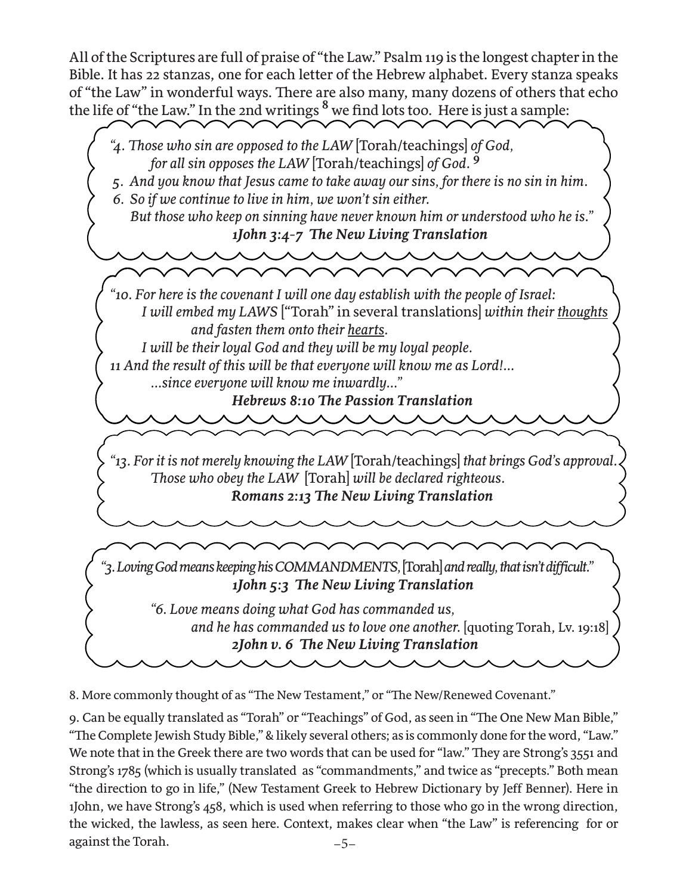All of the Scriptures are full of praise of "the Law." Psalm 119 is the longest chapter in the Bible. It has 22 stanzas, one for each letter of the Hebrew alphabet. Every stanza speaks of "the Law" in wonderful ways. There are also many, many dozens of others that echo the life of "the Law." In the 2nd writings [8] we find lots too. Here is just a sample:

> *"4. Those who sin are opposed to the LAW* [Torah/teachings] *of God,*
> *for all sin opposes the LAW* [Torah/teachings] *of God.* [9]
> *5. And you know that Jesus came to take away our sins, for there is no sin in him.*
> *6. So if we continue to live in him, we won't sin either.*
> *But those who keep on sinning have never known him or understood who he is."*
> ***1John 3:4-7 The New Living Translation***

> *"10. For here is the covenant I will one day establish with the people of Israel:*
> *I will embed my LAWS* ["Torah" in several translations] *within their <u>thoughts</u>*
> *and fasten them onto their <u>hearts</u>.*
> *I will be their loyal God and they will be my loyal people.*
> *11 And the result of this will be that everyone will know me as Lord!...*
> *...since everyone will know me inwardly..."*
> ***Hebrews 8:10 The Passion Translation***

> *"13. For it is not merely knowing the LAW* [Torah/teachings] *that brings God's approval.*
> *Those who obey the LAW* [Torah] *will be declared righteous.*
> ***Romans 2:13 The New Living Translation***

> *"3. Loving God means keeping his COMMANDMENTS,* [Torah] *and really, that isn't difficult."*
> ***1John 5:3 The New Living Translation***
>
> *"6. Love means doing what God has commanded us,*
> *and he has commanded us to love one another.* [quoting Torah, Lv. 19:18]
> ***2John v. 6 The New Living Translation***

8. More commonly thought of as "The New Testament," or "The New/Renewed Covenant."

9. Can be equally translated as "Torah" or "Teachings" of God, as seen in "The One New Man Bible," "The Complete Jewish Study Bible," & likely several others; as is commonly done for the word, "Law." We note that in the Greek there are two words that can be used for "law." They are Strong's 3551 and Strong's 1785 (which is usually translated as "commandments," and twice as "precepts." Both mean "the direction to go in life," (New Testament Greek to Hebrew Dictionary by Jeff Benner). Here in 1John, we have Strong's 458, which is used when referring to those who go in the wrong direction, the wicked, the lawless, as seen here. Context, makes clear when "the Law" is referencing for or against the Torah.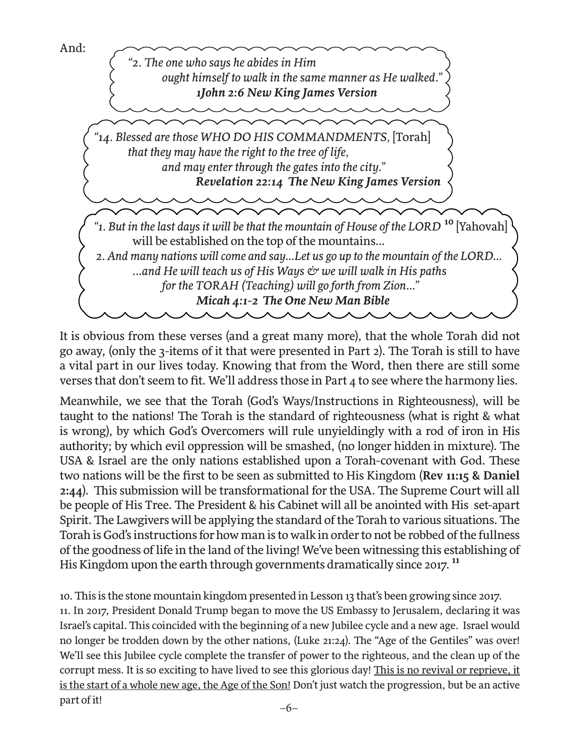And:

> *"2. The one who says he abides in Him*
> *ought himself to walk in the same manner as He walked."*
> ***1John 2:6 New King James Version***

> *"14. Blessed are those WHO DO HIS COMMANDMENTS,* [Torah]
> *that they may have the right to the tree of life,*
> *and may enter through the gates into the city."*
> ***Revelation 22:14 The New King James Version***

> *"1. But in the last days it will be that the mountain of House of the LORD* [10] [Yahovah]
> will be established on the top of the mountains...
> *2. And many nations will come and say...Let us go up to the mountain of the LORD...*
> *...and He will teach us of His Ways & we will walk in His paths*
> *for the TORAH (Teaching) will go forth from Zion..."*
> ***Micah 4:1-2 The One New Man Bible***

It is obvious from these verses (and a great many more), that the whole Torah did not go away, (only the 3-items of it that were presented in Part 2). The Torah is still to have a vital part in our lives today. Knowing that from the Word, then there are still some verses that don't seem to fit. We'll address those in Part 4 to see where the harmony lies.

Meanwhile, we see that the Torah (God's Ways/Instructions in Righteousness), will be taught to the nations! The Torah is the standard of righteousness (what is right & what is wrong), by which God's Overcomers will rule unyieldingly with a rod of iron in His authority; by which evil oppression will be smashed, (no longer hidden in mixture). The USA & Israel are the only nations established upon a Torah-covenant with God. These two nations will be the first to be seen as submitted to His Kingdom (**Rev 11:15 & Daniel 2:44**). This submission will be transformational for the USA. The Supreme Court will all be people of His Tree. The President & his Cabinet will all be anointed with His set-apart Spirit. The Lawgivers will be applying the standard of the Torah to various situations. The Torah is God's instructions for how man is to walk in order to not be robbed of the fullness of the goodness of life in the land of the living! We've been witnessing this establishing of His Kingdom upon the earth through governments dramatically since 2017. [11]

10. This is the stone mountain kingdom presented in Lesson 13 that's been growing since 2017.

11. In 2017, President Donald Trump began to move the US Embassy to Jerusalem, declaring it was Israel's capital. This coincided with the beginning of a new Jubilee cycle and a new age. Israel would no longer be trodden down by the other nations, (Luke 21:24). The "Age of the Gentiles" was over! We'll see this Jubilee cycle complete the transfer of power to the righteous, and the clean up of the corrupt mess. It is so exciting to have lived to see this glorious day! <u>This is no revival or reprieve, it is the start of a whole new age, the Age of the Son!</u> Don't just watch the progression, but be an active part of it!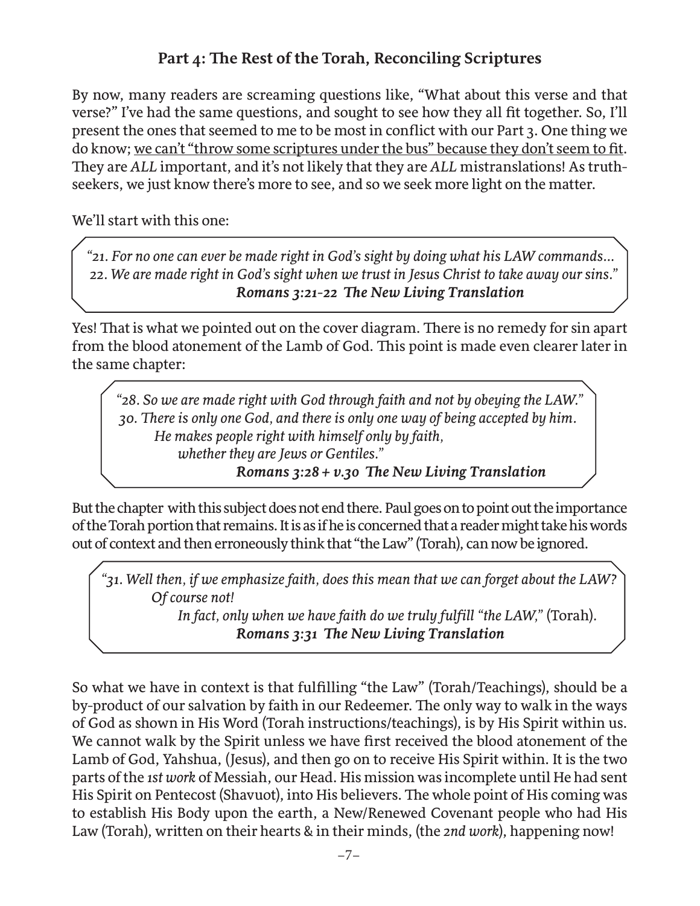## Part 4: The Rest of the Torah, Reconciling Scriptures

By now, many readers are screaming questions like, "What about this verse and that verse?" I've had the same questions, and sought to see how they all fit together. So, I'll present the ones that seemed to me to be most in conflict with our Part 3. One thing we do know; <u>we can't "throw some scriptures under the bus" because they don't seem to fit</u>. They are *ALL* important, and it's not likely that they are *ALL* mistranslations! As truth-seekers, we just know there's more to see, and so we seek more light on the matter.

We'll start with this one:

> *"21. For no one can ever be made right in God's sight by doing what his LAW commands...*
> *22. We are made right in God's sight when we trust in Jesus Christ to take away our sins."*
> ***Romans 3:21-22 The New Living Translation***

Yes! That is what we pointed out on the cover diagram. There is no remedy for sin apart from the blood atonement of the Lamb of God. This point is made even clearer later in the same chapter:

> *"28. So we are made right with God through faith and not by obeying the LAW."*
> *30. There is only one God, and there is only one way of being accepted by him.*
> *He makes people right with himself only by faith,*
> *whether they are Jews or Gentiles."*
> ***Romans 3:28 + v.30 The New Living Translation***

But the chapter with this subject does not end there. Paul goes on to point out the importance of the Torah portion that remains. It is as if he is concerned that a reader might take his words out of context and then erroneously think that "the Law" (Torah), can now be ignored.

> *"31. Well then, if we emphasize faith, does this mean that we can forget about the LAW?*
> *Of course not!*
> *In fact, only when we have faith do we truly fulfill "the LAW,"* (Torah).
> ***Romans 3:31 The New Living Translation***

So what we have in context is that fulfilling "the Law" (Torah/Teachings), should be a by-product of our salvation by faith in our Redeemer. The only way to walk in the ways of God as shown in His Word (Torah instructions/teachings), is by His Spirit within us. We cannot walk by the Spirit unless we have first received the blood atonement of the Lamb of God, Yahshua, (Jesus), and then go on to receive His Spirit within. It is the two parts of the *1st work* of Messiah, our Head. His mission was incomplete until He had sent His Spirit on Pentecost (Shavuot), into His believers. The whole point of His coming was to establish His Body upon the earth, a New/Renewed Covenant people who had His Law (Torah), written on their hearts & in their minds, (the *2nd work*), happening now!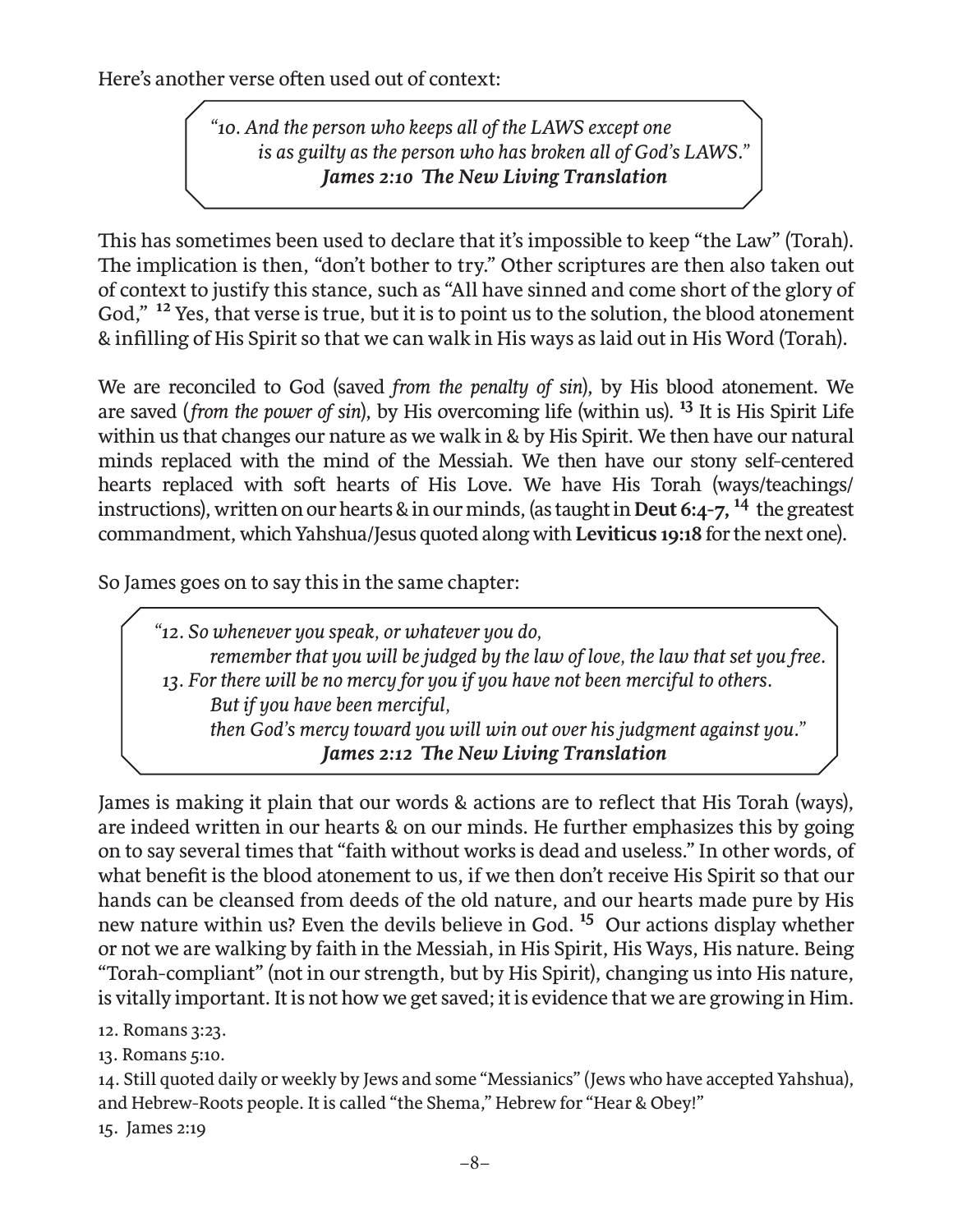Here's another verse often used out of context:

> *"10. And the person who keeps all of the LAWS except one*
> *is as guilty as the person who has broken all of God's LAWS."*
> ***James 2:10 The New Living Translation***

This has sometimes been used to declare that it's impossible to keep "the Law" (Torah). The implication is then, "don't bother to try." Other scriptures are then also taken out of context to justify this stance, such as "All have sinned and come short of the glory of God," [12] Yes, that verse is true, but it is to point us to the solution, the blood atonement & infilling of His Spirit so that we can walk in His ways as laid out in His Word (Torah).

We are reconciled to God (saved *from the penalty of sin*), by His blood atonement. We are saved (*from the power of sin*), by His overcoming life (within us). [13] It is His Spirit Life within us that changes our nature as we walk in & by His Spirit. We then have our natural minds replaced with the mind of the Messiah. We then have our stony self-centered hearts replaced with soft hearts of His Love. We have His Torah (ways/teachings/instructions), written on our hearts & in our minds, (as taught in **Deut 6:4-7,** [14] the greatest commandment, which Yahshua/Jesus quoted along with **Leviticus 19:18** for the next one).

So James goes on to say this in the same chapter:

> *"12. So whenever you speak, or whatever you do,*
> *remember that you will be judged by the law of love, the law that set you free.*
> *13. For there will be no mercy for you if you have not been merciful to others.*
> *But if you have been merciful,*
> *then God's mercy toward you will win out over his judgment against you."*
> ***James 2:12 The New Living Translation***

James is making it plain that our words & actions are to reflect that His Torah (ways), are indeed written in our hearts & on our minds. He further emphasizes this by going on to say several times that "faith without works is dead and useless." In other words, of what benefit is the blood atonement to us, if we then don't receive His Spirit so that our hands can be cleansed from deeds of the old nature, and our hearts made pure by His new nature within us? Even the devils believe in God. [15] Our actions display whether or not we are walking by faith in the Messiah, in His Spirit, His Ways, His nature. Being "Torah-compliant" (not in our strength, but by His Spirit), changing us into His nature, is vitally important. It is not how we get saved; it is evidence that we are growing in Him.

12. Romans 3:23.
13. Romans 5:10.
14. Still quoted daily or weekly by Jews and some "Messianics" (Jews who have accepted Yahshua), and Hebrew-Roots people. It is called "the Shema," Hebrew for "Hear & Obey!"
15. James 2:19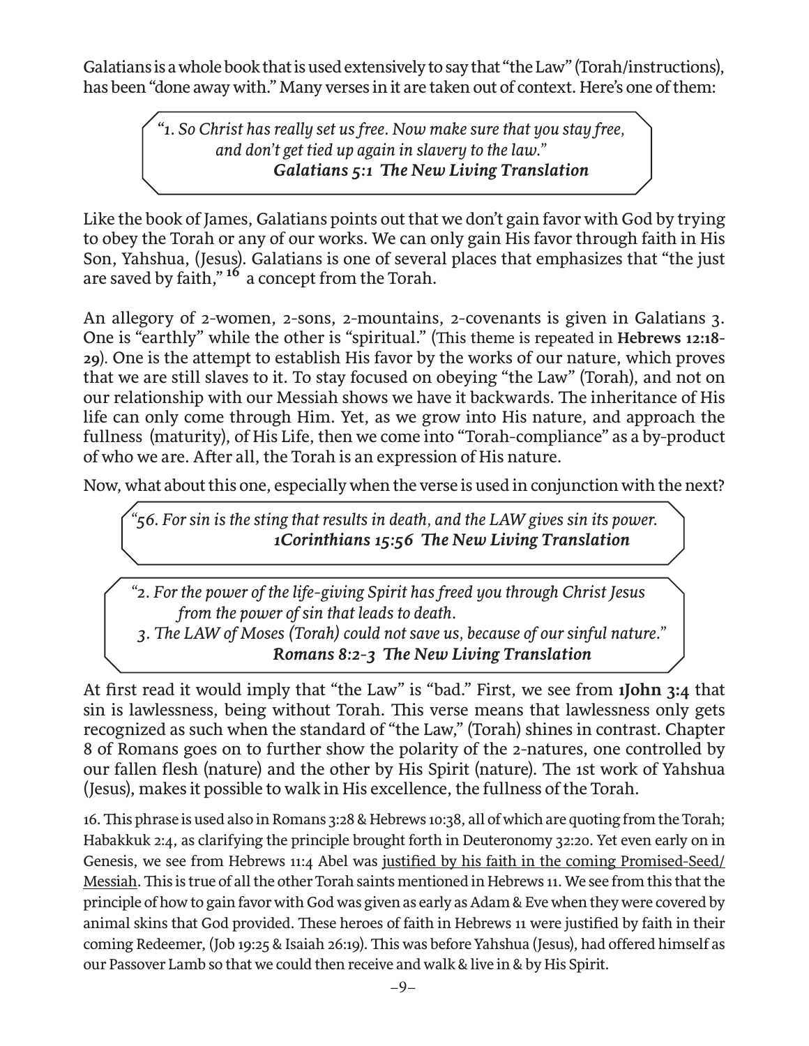Galatians is a whole book that is used extensively to say that "the Law" (Torah/instructions), has been "done away with." Many verses in it are taken out of context. Here's one of them:

> *"1. So Christ has really set us free. Now make sure that you stay free, and don't get tied up again in slavery to the law."*
> ***Galatians 5:1 The New Living Translation***

Like the book of James, Galatians points out that we don't gain favor with God by trying to obey the Torah or any of our works. We can only gain His favor through faith in His Son, Yahshua, (Jesus). Galatians is one of several places that emphasizes that "the just are saved by faith,"[16] a concept from the Torah.

An allegory of 2-women, 2-sons, 2-mountains, 2-covenants is given in Galatians 3. One is "earthly" while the other is "spiritual." (This theme is repeated in **Hebrews 12:18-29**). One is the attempt to establish His favor by the works of our nature, which proves that we are still slaves to it. To stay focused on obeying "the Law" (Torah), and not on our relationship with our Messiah shows we have it backwards. The inheritance of His life can only come through Him. Yet, as we grow into His nature, and approach the fullness (maturity), of His Life, then we come into "Torah-compliance" as a by-product of who we are. After all, the Torah is an expression of His nature.

Now, what about this one, especially when the verse is used in conjunction with the next?

> *"56. For sin is the sting that results in death, and the LAW gives sin its power.*
> ***1Corinthians 15:56 The New Living Translation***

> *"2. For the power of the life-giving Spirit has freed you through Christ Jesus from the power of sin that leads to death.*
> *3. The LAW of Moses (Torah) could not save us, because of our sinful nature."*
> ***Romans 8:2-3 The New Living Translation***

At first read it would imply that "the Law" is "bad." First, we see from **1John 3:4** that sin is lawlessness, being without Torah. This verse means that lawlessness only gets recognized as such when the standard of "the Law," (Torah) shines in contrast. Chapter 8 of Romans goes on to further show the polarity of the 2-natures, one controlled by our fallen flesh (nature) and the other by His Spirit (nature). The 1st work of Yahshua (Jesus), makes it possible to walk in His excellence, the fullness of the Torah.

16. This phrase is used also in Romans 3:28 & Hebrews 10:38, all of which are quoting from the Torah; Habakkuk 2:4, as clarifying the principle brought forth in Deuteronomy 32:20. Yet even early on in Genesis, we see from Hebrews 11:4 Abel was <u>justified by his faith in the coming Promised-Seed/ Messiah</u>. This is true of all the other Torah saints mentioned in Hebrews 11. We see from this that the principle of how to gain favor with God was given as early as Adam & Eve when they were covered by animal skins that God provided. These heroes of faith in Hebrews 11 were justified by faith in their coming Redeemer, (Job 19:25 & Isaiah 26:19). This was before Yahshua (Jesus), had offered himself as our Passover Lamb so that we could then receive and walk & live in & by His Spirit.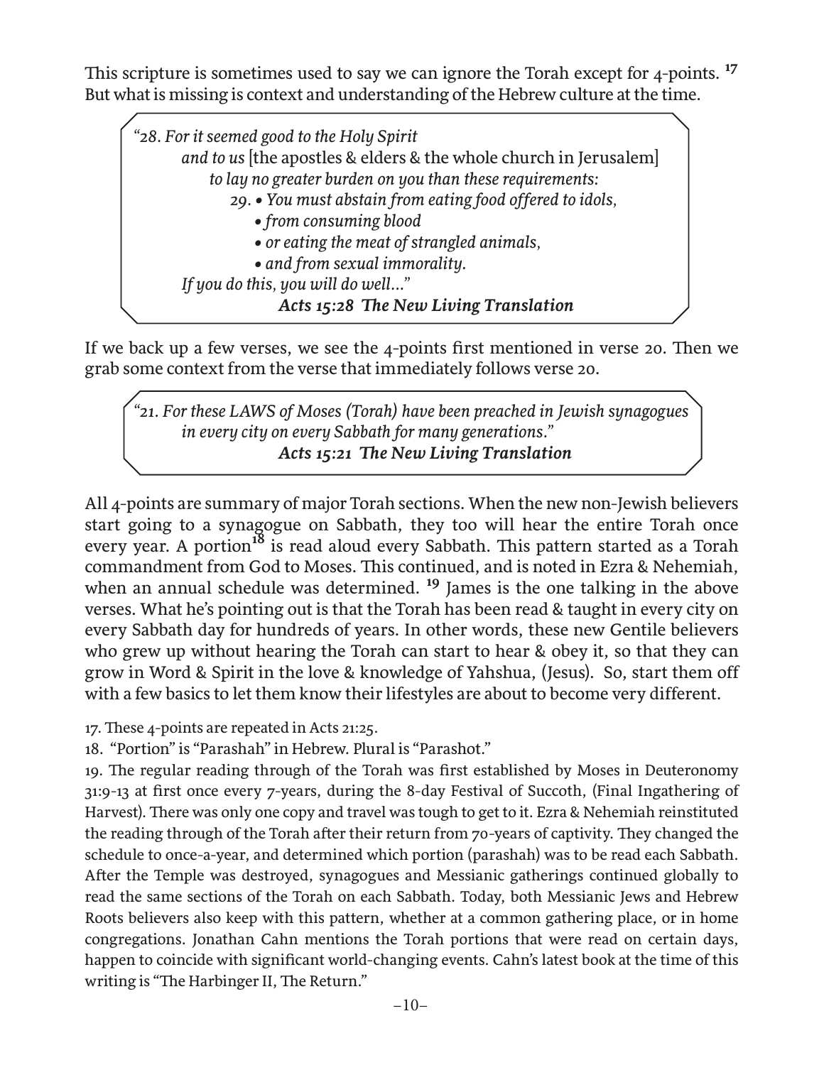This scripture is sometimes used to say we can ignore the Torah except for 4-points. [17] But what is missing is context and understanding of the Hebrew culture at the time.

> *"28. For it seemed good to the Holy Spirit*
> *and to us* [the apostles & elders & the whole church in Jerusalem]
> *to lay no greater burden on you than these requirements:*
> *29. • You must abstain from eating food offered to idols,*
> *• from consuming blood*
> *• or eating the meat of strangled animals,*
> *• and from sexual immorality.*
> *If you do this, you will do well…"*
> ***Acts 15:28 The New Living Translation***

If we back up a few verses, we see the 4-points first mentioned in verse 20. Then we grab some context from the verse that immediately follows verse 20.

> *"21. For these LAWS of Moses (Torah) have been preached in Jewish synagogues in every city on every Sabbath for many generations."*
> ***Acts 15:21 The New Living Translation***

All 4-points are summary of major Torah sections. When the new non-Jewish believers start going to a synagogue on Sabbath, they too will hear the entire Torah once every year. A portion[18] is read aloud every Sabbath. This pattern started as a Torah commandment from God to Moses. This continued, and is noted in Ezra & Nehemiah, when an annual schedule was determined. [19] James is the one talking in the above verses. What he's pointing out is that the Torah has been read & taught in every city on every Sabbath day for hundreds of years. In other words, these new Gentile believers who grew up without hearing the Torah can start to hear & obey it, so that they can grow in Word & Spirit in the love & knowledge of Yahshua, (Jesus). So, start them off with a few basics to let them know their lifestyles are about to become very different.

17. These 4-points are repeated in Acts 21:25.
18. "Portion" is "Parashah" in Hebrew. Plural is "Parashot."
19. The regular reading through of the Torah was first established by Moses in Deuteronomy 31:9-13 at first once every 7-years, during the 8-day Festival of Succoth, (Final Ingathering of Harvest). There was only one copy and travel was tough to get to it. Ezra & Nehemiah reinstituted the reading through of the Torah after their return from 70-years of captivity. They changed the schedule to once-a-year, and determined which portion (parashah) was to be read each Sabbath. After the Temple was destroyed, synagogues and Messianic gatherings continued globally to read the same sections of the Torah on each Sabbath. Today, both Messianic Jews and Hebrew Roots believers also keep with this pattern, whether at a common gathering place, or in home congregations. Jonathan Cahn mentions the Torah portions that were read on certain days, happen to coincide with significant world-changing events. Cahn's latest book at the time of this writing is "The Harbinger II, The Return."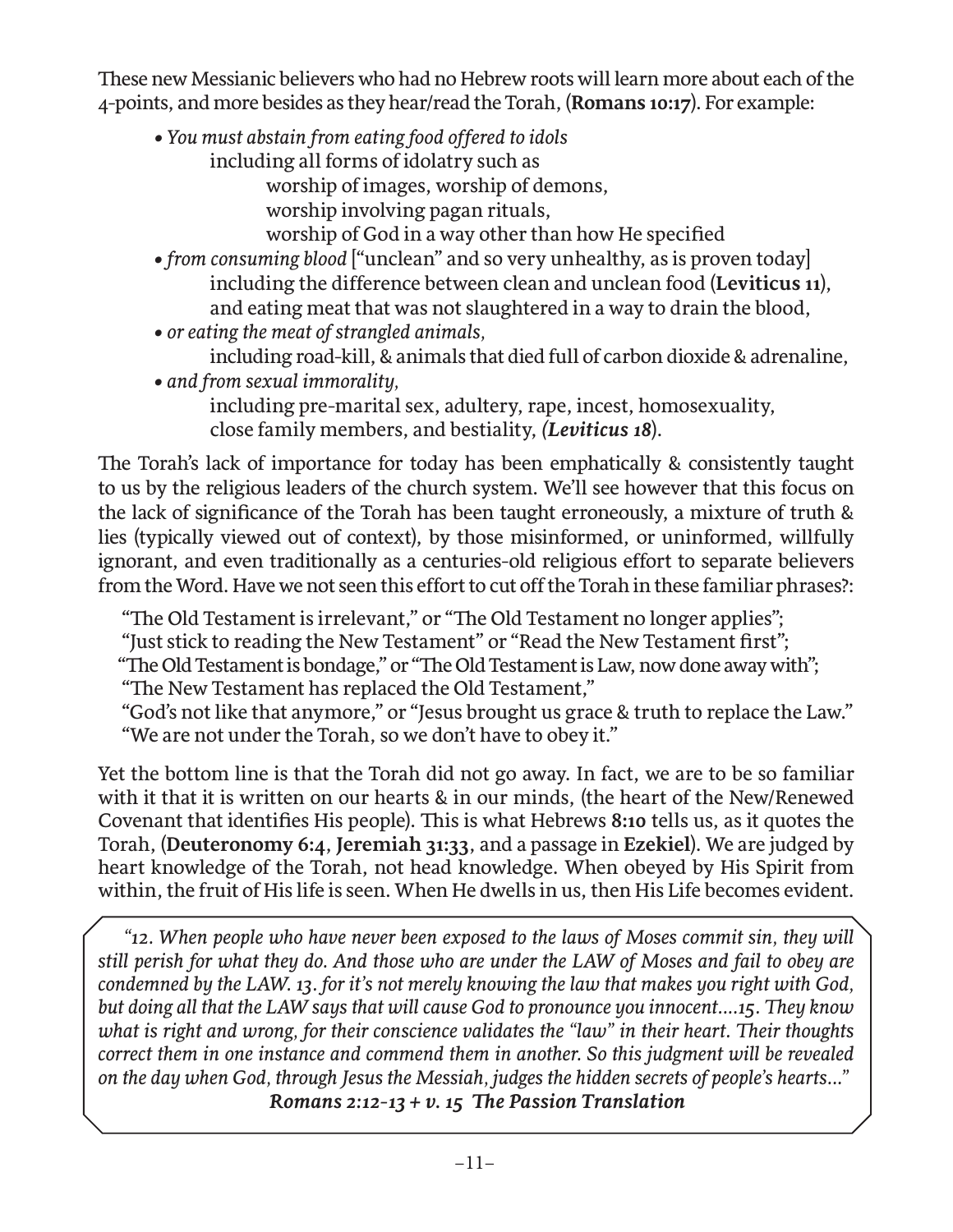These new Messianic believers who had no Hebrew roots will learn more about each of the 4-points, and more besides as they hear/read the Torah, (**Romans 10:17**). For example:

- *You must abstain from eating food offered to idols*
  including all forms of idolatry such as
    worship of images, worship of demons,
    worship involving pagan rituals,
    worship of God in a way other than how He specified
- *from consuming blood* ["unclean" and so very unhealthy, as is proven today]
  including the difference between clean and unclean food (**Leviticus 11**),
  and eating meat that was not slaughtered in a way to drain the blood,
- *or eating the meat of strangled animals,*
  including road-kill, & animals that died full of carbon dioxide & adrenaline,
- *and from sexual immorality,*
  including pre-marital sex, adultery, rape, incest, homosexuality,
  close family members, and bestiality, ***(Leviticus 18***).

The Torah's lack of importance for today has been emphatically & consistently taught to us by the religious leaders of the church system. We'll see however that this focus on the lack of significance of the Torah has been taught erroneously, a mixture of truth & lies (typically viewed out of context), by those misinformed, or uninformed, willfully ignorant, and even traditionally as a centuries-old religious effort to separate believers from the Word. Have we not seen this effort to cut off the Torah in these familiar phrases?:

"The Old Testament is irrelevant," or "The Old Testament no longer applies";
"Just stick to reading the New Testament" or "Read the New Testament first";
"The Old Testament is bondage," or "The Old Testament is Law, now done away with";
"The New Testament has replaced the Old Testament,"
"God's not like that anymore," or "Jesus brought us grace & truth to replace the Law."
"We are not under the Torah, so we don't have to obey it."

Yet the bottom line is that the Torah did not go away. In fact, we are to be so familiar with it that it is written on our hearts & in our minds, (the heart of the New/Renewed Covenant that identifies His people). This is what Hebrews **8:10** tells us, as it quotes the Torah, (**Deuteronomy 6:4**, **Jeremiah 31:33**, and a passage in **Ezekiel**). We are judged by heart knowledge of the Torah, not head knowledge. When obeyed by His Spirit from within, the fruit of His life is seen. When He dwells in us, then His Life becomes evident.

> *"12. When people who have never been exposed to the laws of Moses commit sin, they will still perish for what they do. And those who are under the LAW of Moses and fail to obey are condemned by the LAW. 13. for it's not merely knowing the law that makes you right with God, but doing all that the LAW says that will cause God to pronounce you innocent....15. They know what is right and wrong, for their conscience validates the "law" in their heart. Their thoughts correct them in one instance and commend them in another. So this judgment will be revealed on the day when God, through Jesus the Messiah, judges the hidden secrets of people's hearts..."*
> ***Romans 2:12-13 + v. 15 The Passion Translation***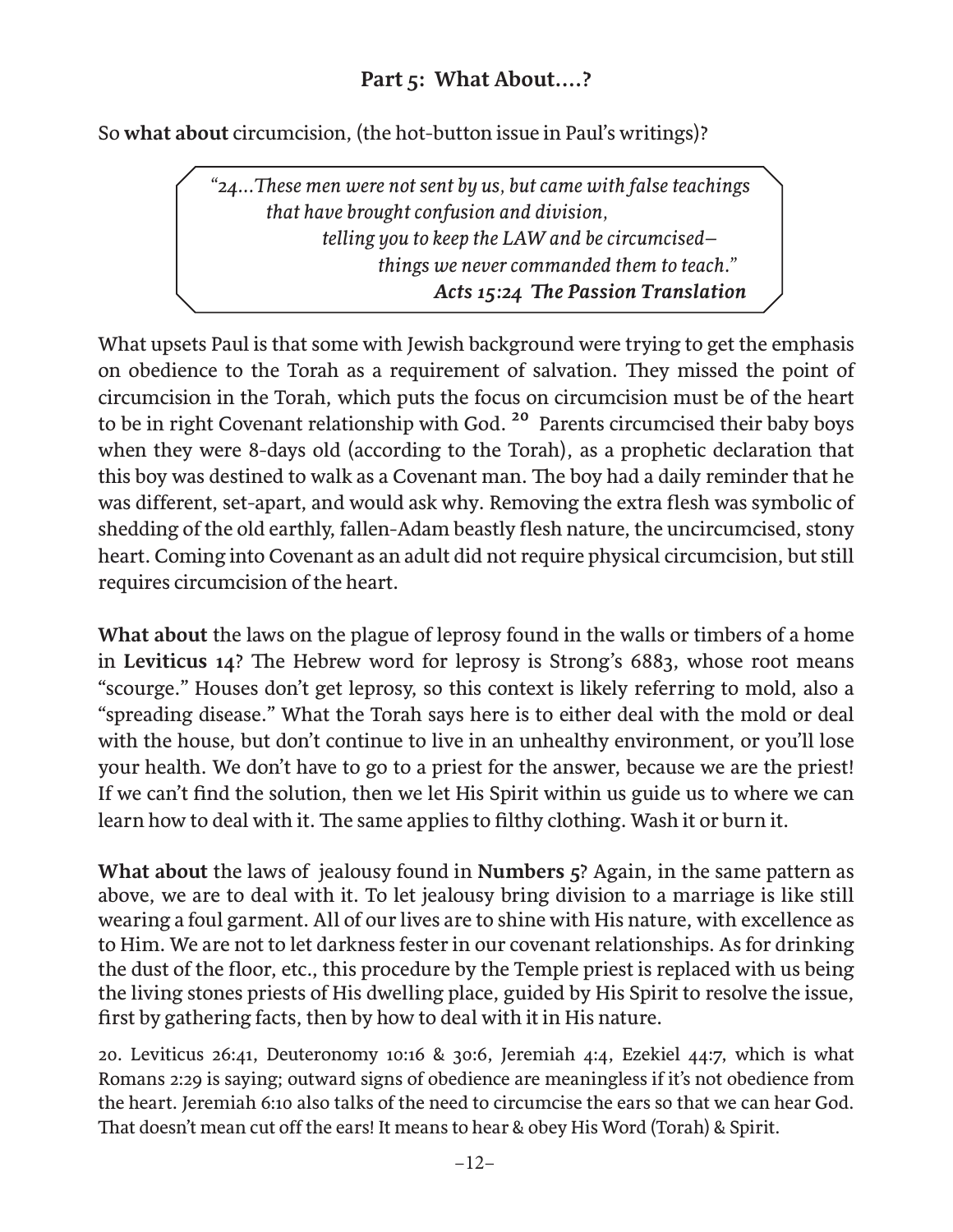## Part 5: What About....?

So **what about** circumcision, (the hot-button issue in Paul's writings)?

> *"24...These men were not sent by us, but came with false teachings*
> *that have brought confusion and division,*
> *telling you to keep the LAW and be circumcised—*
> *things we never commanded them to teach."*
> ***Acts 15:24 The Passion Translation***

What upsets Paul is that some with Jewish background were trying to get the emphasis on obedience to the Torah as a requirement of salvation. They missed the point of circumcision in the Torah, which puts the focus on circumcision must be of the heart to be in right Covenant relationship with God. [20] Parents circumcised their baby boys when they were 8-days old (according to the Torah), as a prophetic declaration that this boy was destined to walk as a Covenant man. The boy had a daily reminder that he was different, set-apart, and would ask why. Removing the extra flesh was symbolic of shedding of the old earthly, fallen-Adam beastly flesh nature, the uncircumcised, stony heart. Coming into Covenant as an adult did not require physical circumcision, but still requires circumcision of the heart.

**What about** the laws on the plague of leprosy found in the walls or timbers of a home in **Leviticus 14**? The Hebrew word for leprosy is Strong's 6883, whose root means "scourge." Houses don't get leprosy, so this context is likely referring to mold, also a "spreading disease." What the Torah says here is to either deal with the mold or deal with the house, but don't continue to live in an unhealthy environment, or you'll lose your health. We don't have to go to a priest for the answer, because we are the priest! If we can't find the solution, then we let His Spirit within us guide us to where we can learn how to deal with it. The same applies to filthy clothing. Wash it or burn it.

**What about** the laws of jealousy found in **Numbers 5**? Again, in the same pattern as above, we are to deal with it. To let jealousy bring division to a marriage is like still wearing a foul garment. All of our lives are to shine with His nature, with excellence as to Him. We are not to let darkness fester in our covenant relationships. As for drinking the dust of the floor, etc., this procedure by the Temple priest is replaced with us being the living stones priests of His dwelling place, guided by His Spirit to resolve the issue, first by gathering facts, then by how to deal with it in His nature.

20. Leviticus 26:41, Deuteronomy 10:16 & 30:6, Jeremiah 4:4, Ezekiel 44:7, which is what Romans 2:29 is saying; outward signs of obedience are meaningless if it's not obedience from the heart. Jeremiah 6:10 also talks of the need to circumcise the ears so that we can hear God. That doesn't mean cut off the ears! It means to hear & obey His Word (Torah) & Spirit.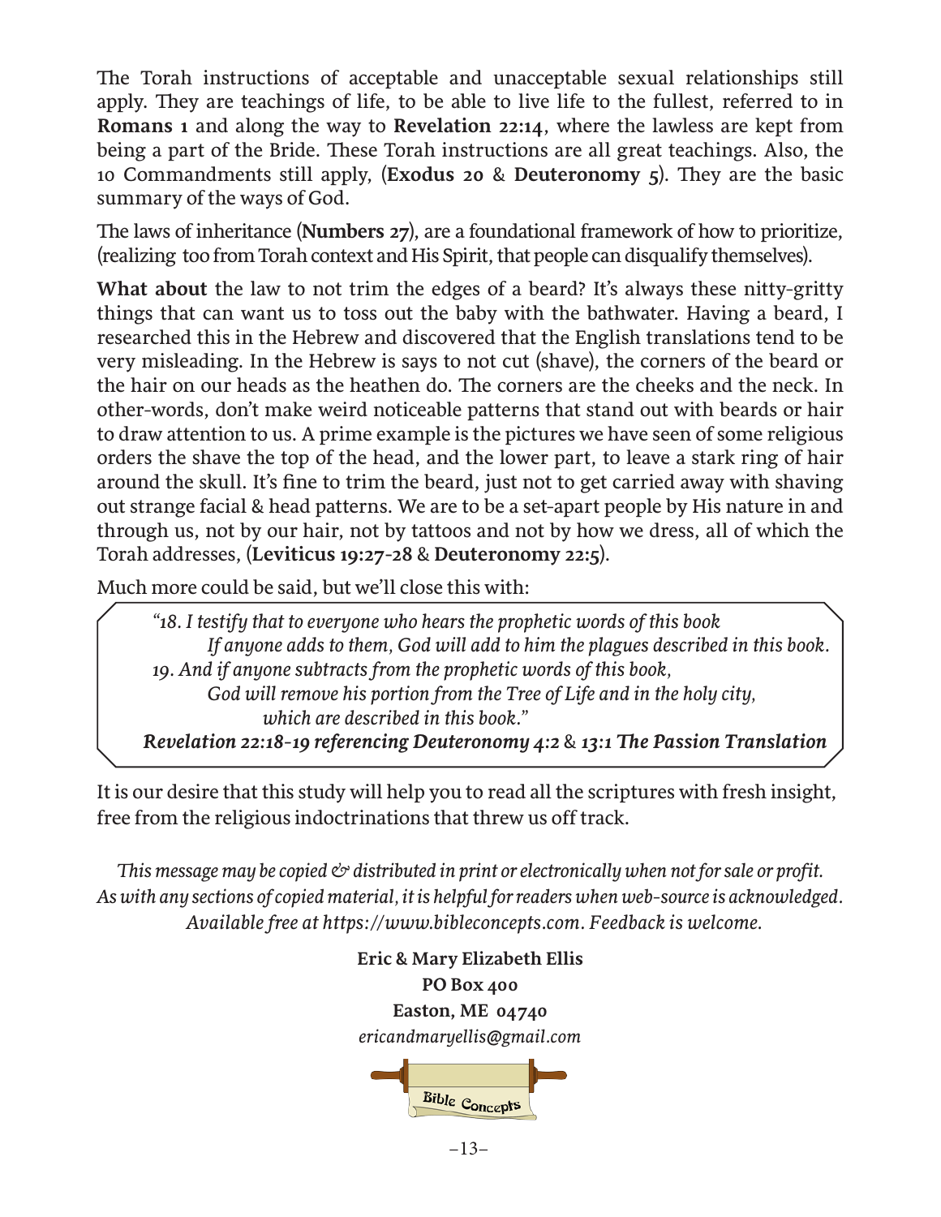The Torah instructions of acceptable and unacceptable sexual relationships still apply. They are teachings of life, to be able to live life to the fullest, referred to in **Romans 1** and along the way to **Revelation 22:14**, where the lawless are kept from being a part of the Bride. These Torah instructions are all great teachings. Also, the 10 Commandments still apply, (**Exodus 20** & **Deuteronomy 5**). They are the basic summary of the ways of God.

The laws of inheritance (**Numbers 27**), are a foundational framework of how to prioritize, (realizing too from Torah context and His Spirit, that people can disqualify themselves).

**What about** the law to not trim the edges of a beard? It's always these nitty-gritty things that can want us to toss out the baby with the bathwater. Having a beard, I researched this in the Hebrew and discovered that the English translations tend to be very misleading. In the Hebrew is says to not cut (shave), the corners of the beard or the hair on our heads as the heathen do. The corners are the cheeks and the neck. In other-words, don't make weird noticeable patterns that stand out with beards or hair to draw attention to us. A prime example is the pictures we have seen of some religious orders the shave the top of the head, and the lower part, to leave a stark ring of hair around the skull. It's fine to trim the beard, just not to get carried away with shaving out strange facial & head patterns. We are to be a set-apart people by His nature in and through us, not by our hair, not by tattoos and not by how we dress, all of which the Torah addresses, (**Leviticus 19:27-28** & **Deuteronomy 22:5**).

Much more could be said, but we'll close this with:

> *"18. I testify that to everyone who hears the prophetic words of this book*
> *If anyone adds to them, God will add to him the plagues described in this book.*
> *19. And if anyone subtracts from the prophetic words of this book,*
> *God will remove his portion from the Tree of Life and in the holy city,*
> *which are described in this book."*
> ***Revelation 22:18-19 referencing Deuteronomy 4:2 & 13:1 The Passion Translation***

It is our desire that this study will help you to read all the scriptures with fresh insight, free from the religious indoctrinations that threw us off track.

*This message may be copied & distributed in print or electronically when not for sale or profit.*
*As with any sections of copied material, it is helpful for readers when web-source is acknowledged.*
*Available free at https://www.bibleconcepts.com. Feedback is welcome.*

**Eric & Mary Elizabeth Ellis**
**PO Box 400**
**Easton, ME 04740**
*ericandmaryellis@gmail.com*

Bible Concepts